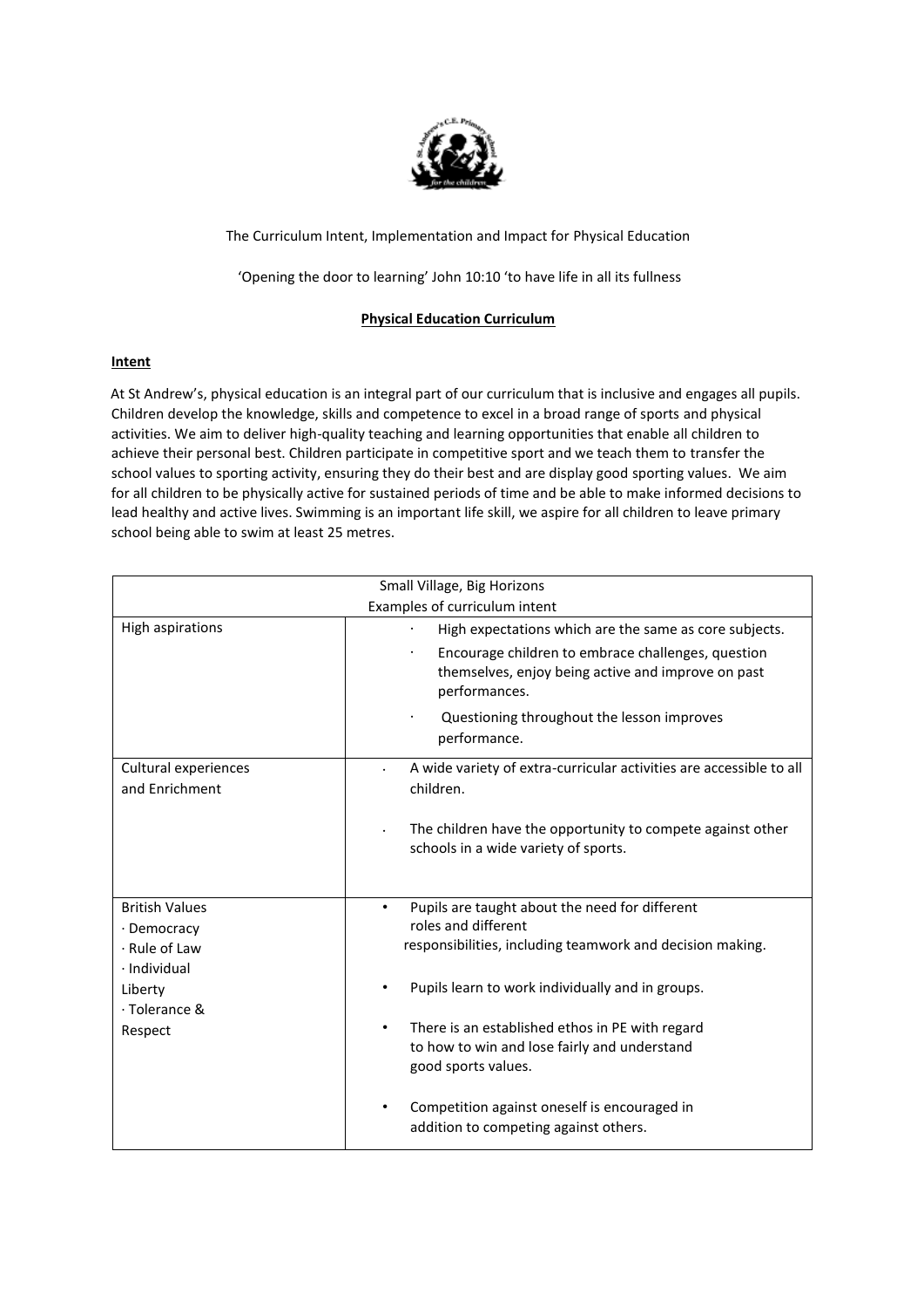The Curriculum Intent, Implementation and Impact for Physical Education

'Opening the door to learning' John 10:10 'to have life in all its fullness

**Physical Education Curriculum**

**Intent**

At St Andrew's, physical education is an integral part of our curriculum that is inclusive and engages all pupils. Children develop the knowledge, skills and competence to excel in a broad range of sports and physical activities. We aim to deliver high-quality teaching and learning opportunities that enable all children to achieve their personal best. Children participate in competitive sport and we teach them to transfer the school values to sporting activity, ensuring they do their best and are display good sporting values. We aim for all children to be physically active for sustained periods of time and be able to make informed decisions to lead healthy and active lives. Swimming is an important life skill, we aspire for all children to leave primary school being able to swim at least 25 metres.

| Small Village, Big Horizons<br>Examples of curriculum intent | |
|---|---|
| High aspirations | · High expectations which are the same as core subjects.<br>· Encourage children to embrace challenges, question themselves, enjoy being active and improve on past performances.<br>· Questioning throughout the lesson improves performance. |
| Cultural experiences and Enrichment | · A wide variety of extra-curricular activities are accessible to all children.<br>· The children have the opportunity to compete against other schools in a wide variety of sports. |
| British Values<br>· Democracy<br>· Rule of Law<br>· Individual Liberty<br>· Tolerance & Respect | • Pupils are taught about the need for different roles and different responsibilities, including teamwork and decision making.<br>• Pupils learn to work individually and in groups.<br>• There is an established ethos in PE with regard to how to win and lose fairly and understand good sports values.<br>• Competition against oneself is encouraged in addition to competing against others. |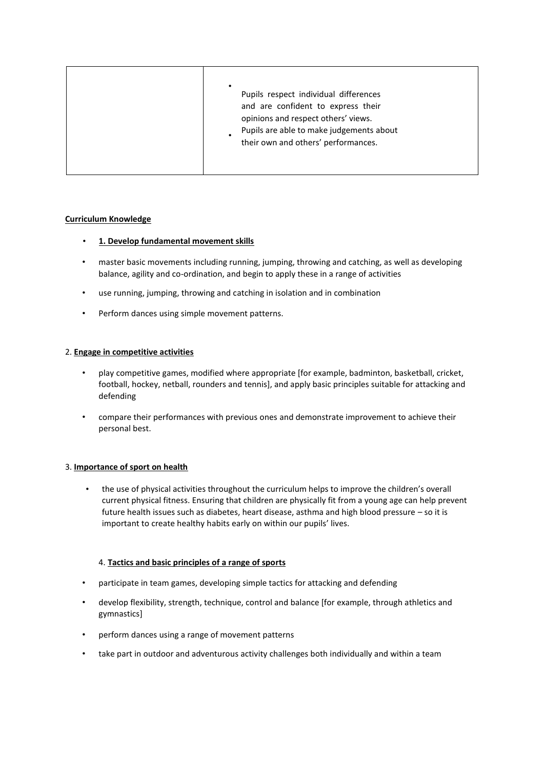|  |  |
| --- | --- |
|  | • Pupils respect individual differences and are confident to express their opinions and respect others' views.<br>• Pupils are able to make judgements about their own and others' performances. |

**Curriculum Knowledge**

- **1. Develop fundamental movement skills**
- master basic movements including running, jumping, throwing and catching, as well as developing balance, agility and co-ordination, and begin to apply these in a range of activities
- use running, jumping, throwing and catching in isolation and in combination
- Perform dances using simple movement patterns.

2. **Engage in competitive activities**

- play competitive games, modified where appropriate [for example, badminton, basketball, cricket, football, hockey, netball, rounders and tennis], and apply basic principles suitable for attacking and defending
- compare their performances with previous ones and demonstrate improvement to achieve their personal best.

3. **Importance of sport on health**

- the use of physical activities throughout the curriculum helps to improve the children's overall current physical fitness. Ensuring that children are physically fit from a young age can help prevent future health issues such as diabetes, heart disease, asthma and high blood pressure – so it is important to create healthy habits early on within our pupils' lives.

4. **Tactics and basic principles of a range of sports**

- participate in team games, developing simple tactics for attacking and defending
- develop flexibility, strength, technique, control and balance [for example, through athletics and gymnastics]
- perform dances using a range of movement patterns
- take part in outdoor and adventurous activity challenges both individually and within a team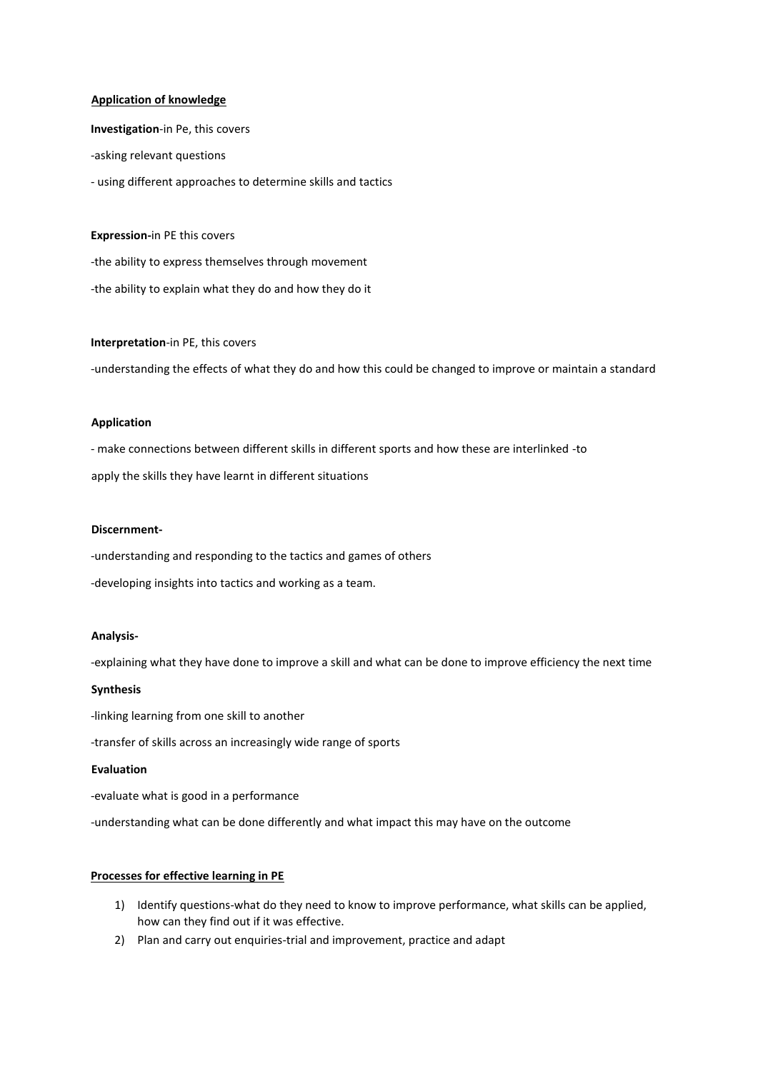**Application of knowledge**

**Investigation**-in Pe, this covers

-asking relevant questions

- using different approaches to determine skills and tactics

**Expression-**in PE this covers

-the ability to express themselves through movement

-the ability to explain what they do and how they do it

**Interpretation**-in PE, this covers

-understanding the effects of what they do and how this could be changed to improve or maintain a standard

**Application**

- make connections between different skills in different sports and how these are interlinked -to

apply the skills they have learnt in different situations

**Discernment-**

-understanding and responding to the tactics and games of others

-developing insights into tactics and working as a team.

**Analysis-**

-explaining what they have done to improve a skill and what can be done to improve efficiency the next time

**Synthesis**

-linking learning from one skill to another

-transfer of skills across an increasingly wide range of sports

**Evaluation**

-evaluate what is good in a performance

-understanding what can be done differently and what impact this may have on the outcome

**Processes for effective learning in PE**

1) Identify questions-what do they need to know to improve performance, what skills can be applied, how can they find out if it was effective.
2) Plan and carry out enquiries-trial and improvement, practice and adapt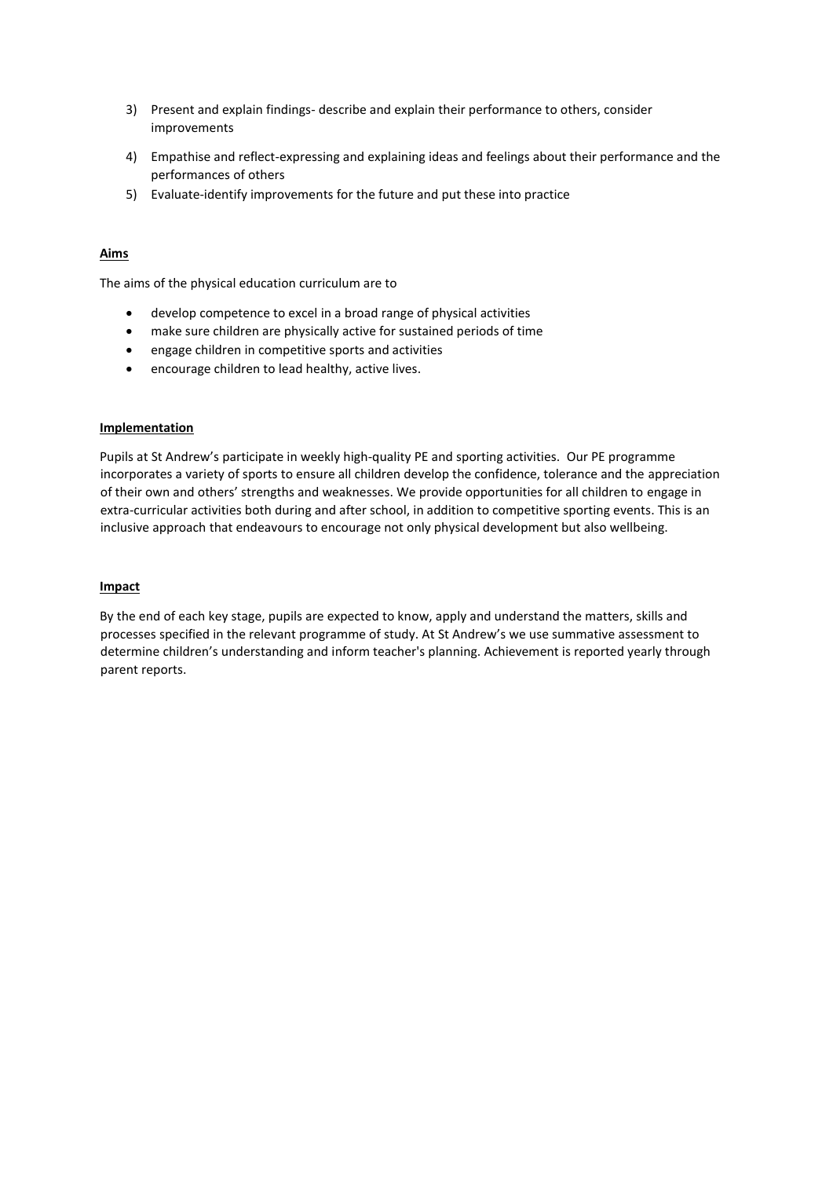3) Present and explain findings- describe and explain their performance to others, consider improvements
4) Empathise and reflect-expressing and explaining ideas and feelings about their performance and the performances of others
5) Evaluate-identify improvements for the future and put these into practice

**Aims**

The aims of the physical education curriculum are to

- develop competence to excel in a broad range of physical activities
- make sure children are physically active for sustained periods of time
- engage children in competitive sports and activities
- encourage children to lead healthy, active lives.

**Implementation**

Pupils at St Andrew's participate in weekly high-quality PE and sporting activities. Our PE programme incorporates a variety of sports to ensure all children develop the confidence, tolerance and the appreciation of their own and others' strengths and weaknesses. We provide opportunities for all children to engage in extra-curricular activities both during and after school, in addition to competitive sporting events. This is an inclusive approach that endeavours to encourage not only physical development but also wellbeing.

**Impact**

By the end of each key stage, pupils are expected to know, apply and understand the matters, skills and processes specified in the relevant programme of study. At St Andrew's we use summative assessment to determine children's understanding and inform teacher's planning. Achievement is reported yearly through parent reports.